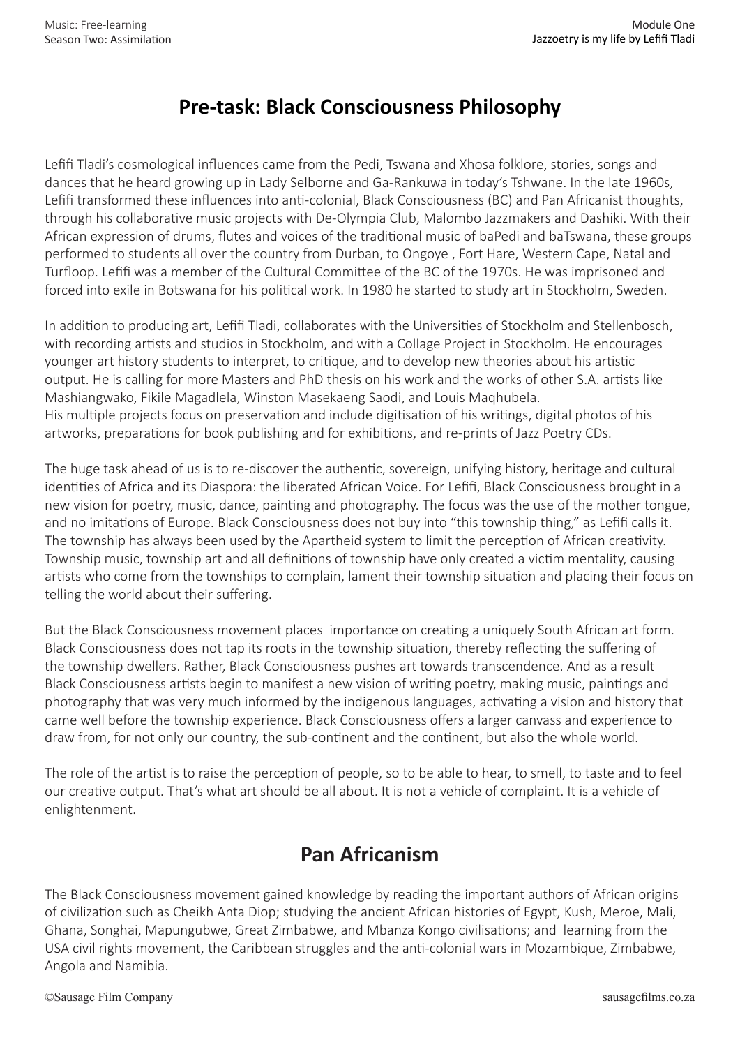# Pre-task: Black Consciousness Philosophy

Lefifi Tladi's cosmological influences came from the Pedi, Tswana and Xhosa folklore, stories, songs and dances that he heard growing up in Lady Selborne and Ga-Rankuwa in today's Tshwane. In the late 1960s, Lefifi transformed these influences into anti-colonial, Black Consciousness (BC) and Pan Africanist thoughts, through his collaborative music projects with De-Olympia Club, Malombo Jazzmakers and Dashiki. With their African expression of drums, flutes and voices of the traditional music of baPedi and baTswana, these groups performed to students all over the country from Durban, to Ongoye , Fort Hare, Western Cape, Natal and Turfloop. Lefifi was a member of the Cultural Committee of the BC of the 1970s. He was imprisoned and forced into exile in Botswana for his political work. In 1980 he started to study art in Stockholm, Sweden.

In addition to producing art, Lefifi Tladi, collaborates with the Universities of Stockholm and Stellenbosch, with recording artists and studios in Stockholm, and with a Collage Project in Stockholm. He encourages younger art history students to interpret, to critique, and to develop new theories about his artistic output. He is calling for more Masters and PhD thesis on his work and the works of other S.A. artists like Mashiangwako, Fikile Magadlela, Winston Masekaeng Saodi, and Louis Maqhubela.
His multiple projects focus on preservation and include digitisation of his writings, digital photos of his artworks, preparations for book publishing and for exhibitions, and re-prints of Jazz Poetry CDs.

The huge task ahead of us is to re-discover the authentic, sovereign, unifying history, heritage and cultural identities of Africa and its Diaspora: the liberated African Voice. For Lefifi, Black Consciousness brought in a new vision for poetry, music, dance, painting and photography. The focus was the use of the mother tongue, and no imitations of Europe. Black Consciousness does not buy into "this township thing," as Lefifi calls it. The township has always been used by the Apartheid system to limit the perception of African creativity. Township music, township art and all definitions of township have only created a victim mentality, causing artists who come from the townships to complain, lament their township situation and placing their focus on telling the world about their suffering.

But the Black Consciousness movement places importance on creating a uniquely South African art form. Black Consciousness does not tap its roots in the township situation, thereby reflecting the suffering of the township dwellers. Rather, Black Consciousness pushes art towards transcendence. And as a result Black Consciousness artists begin to manifest a new vision of writing poetry, making music, paintings and photography that was very much informed by the indigenous languages, activating a vision and history that came well before the township experience. Black Consciousness offers a larger canvass and experience to draw from, for not only our country, the sub-continent and the continent, but also the whole world.

The role of the artist is to raise the perception of people, so to be able to hear, to smell, to taste and to feel our creative output. That's what art should be all about. It is not a vehicle of complaint. It is a vehicle of enlightenment.

## Pan Africanism

The Black Consciousness movement gained knowledge by reading the important authors of African origins of civilization such as Cheikh Anta Diop; studying the ancient African histories of Egypt, Kush, Meroe, Mali, Ghana, Songhai, Mapungubwe, Great Zimbabwe, and Mbanza Kongo civilisations; and learning from the USA civil rights movement, the Caribbean struggles and the anti-colonial wars in Mozambique, Zimbabwe, Angola and Namibia.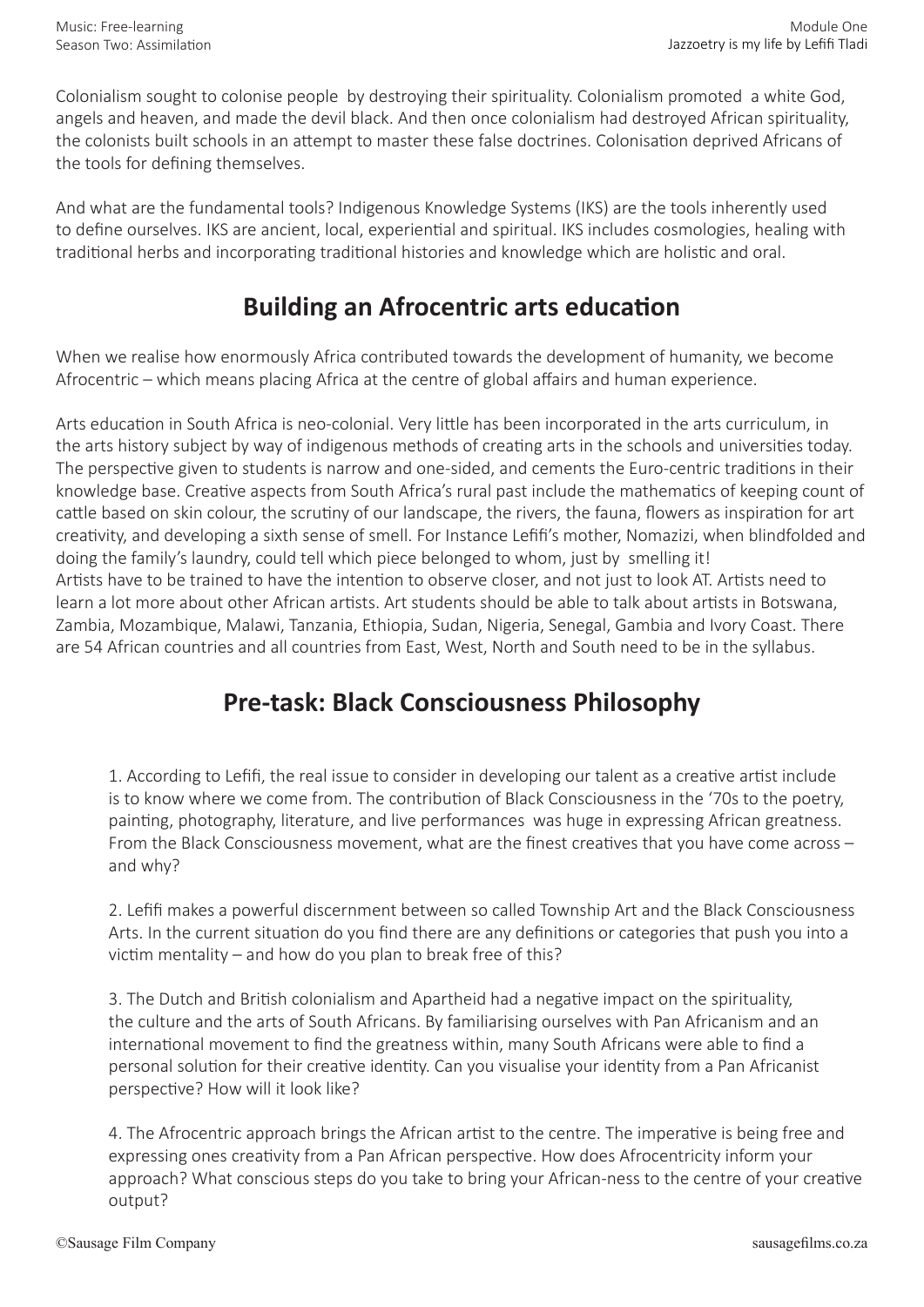Colonialism sought to colonise people by destroying their spirituality. Colonialism promoted a white God, angels and heaven, and made the devil black. And then once colonialism had destroyed African spirituality, the colonists built schools in an attempt to master these false doctrines. Colonisation deprived Africans of the tools for defining themselves.

And what are the fundamental tools? Indigenous Knowledge Systems (IKS) are the tools inherently used to define ourselves. IKS are ancient, local, experiential and spiritual. IKS includes cosmologies, healing with traditional herbs and incorporating traditional histories and knowledge which are holistic and oral.

## Building an Afrocentric arts education

When we realise how enormously Africa contributed towards the development of humanity, we become Afrocentric – which means placing Africa at the centre of global affairs and human experience.

Arts education in South Africa is neo-colonial. Very little has been incorporated in the arts curriculum, in the arts history subject by way of indigenous methods of creating arts in the schools and universities today. The perspective given to students is narrow and one-sided, and cements the Euro-centric traditions in their knowledge base. Creative aspects from South Africa's rural past include the mathematics of keeping count of cattle based on skin colour, the scrutiny of our landscape, the rivers, the fauna, flowers as inspiration for art creativity, and developing a sixth sense of smell. For Instance Lefifi's mother, Nomazizi, when blindfolded and doing the family's laundry, could tell which piece belonged to whom, just by smelling it!
Artists have to be trained to have the intention to observe closer, and not just to look AT. Artists need to learn a lot more about other African artists. Art students should be able to talk about artists in Botswana, Zambia, Mozambique, Malawi, Tanzania, Ethiopia, Sudan, Nigeria, Senegal, Gambia and Ivory Coast. There are 54 African countries and all countries from East, West, North and South need to be in the syllabus.

## Pre-task: Black Consciousness Philosophy

1. According to Lefifi, the real issue to consider in developing our talent as a creative artist include is to know where we come from. The contribution of Black Consciousness in the '70s to the poetry, painting, photography, literature, and live performances was huge in expressing African greatness. From the Black Consciousness movement, what are the finest creatives that you have come across – and why?

2. Lefifi makes a powerful discernment between so called Township Art and the Black Consciousness Arts. In the current situation do you find there are any definitions or categories that push you into a victim mentality – and how do you plan to break free of this?

3. The Dutch and British colonialism and Apartheid had a negative impact on the spirituality, the culture and the arts of South Africans. By familiarising ourselves with Pan Africanism and an international movement to find the greatness within, many South Africans were able to find a personal solution for their creative identity. Can you visualise your identity from a Pan Africanist perspective? How will it look like?

4. The Afrocentric approach brings the African artist to the centre. The imperative is being free and expressing ones creativity from a Pan African perspective. How does Afrocentricity inform your approach? What conscious steps do you take to bring your African-ness to the centre of your creative output?